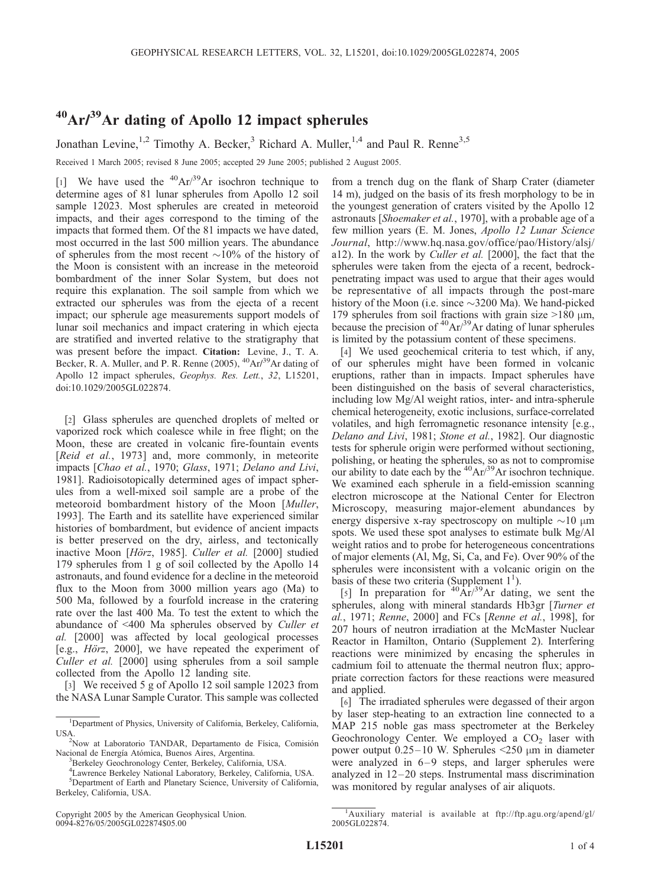# $^{40}Ar/^{39}Ar$ dating of Apollo 12 impact spherules

Jonathan Levine,[1,2] Timothy A. Becker,[3] Richard A. Muller,[1,4] and Paul R. Renne[3,5]

Received 1 March 2005; revised 8 June 2005; accepted 29 June 2005; published 2 August 2005.

[1] We have used the $^{40}Ar/^{39}Ar$ isochron technique to determine ages of 81 lunar spherules from Apollo 12 soil sample 12023. Most spherules are created in meteoroid impacts, and their ages correspond to the timing of the impacts that formed them. Of the 81 impacts we have dated, most occurred in the last 500 million years. The abundance of spherules from the most recent ~10% of the history of the Moon is consistent with an increase in the meteoroid bombardment of the inner Solar System, but does not require this explanation. The soil sample from which we extracted our spherules was from the ejecta of a recent impact; our spherule age measurements support models of lunar soil mechanics and impact cratering in which ejecta are stratified and inverted relative to the stratigraphy that was present before the impact. **Citation:** Levine, J., T. A. Becker, R. A. Muller, and P. R. Renne (2005), $^{40}Ar/^{39}Ar$ dating of Apollo 12 impact spherules, *Geophys. Res. Lett.*, *32*, L15201, doi:10.1029/2005GL022874.

[2] Glass spherules are quenched droplets of melted or vaporized rock which coalesce while in free flight; on the Moon, these are created in volcanic fire-fountain events [*Reid et al.*, 1973] and, more commonly, in meteorite impacts [*Chao et al.*, 1970; *Glass*, 1971; *Delano and Livi*, 1981]. Radioisotopically determined ages of impact spherules from a well-mixed soil sample are a probe of the meteoroid bombardment history of the Moon [*Muller*, 1993]. The Earth and its satellite have experienced similar histories of bombardment, but evidence of ancient impacts is better preserved on the dry, airless, and tectonically inactive Moon [*Hörz*, 1985]. *Culler et al.* [2000] studied 179 spherules from 1 g of soil collected by the Apollo 14 astronauts, and found evidence for a decline in the meteoroid flux to the Moon from 3000 million years ago (Ma) to 500 Ma, followed by a fourfold increase in the cratering rate over the last 400 Ma. To test the extent to which the abundance of <400 Ma spherules observed by *Culler et al.* [2000] was affected by local geological processes [e.g., *Hörz*, 2000], we have repeated the experiment of *Culler et al.* [2000] using spherules from a soil sample collected from the Apollo 12 landing site.

[3] We received 5 g of Apollo 12 soil sample 12023 from the NASA Lunar Sample Curator. This sample was collected from a trench dug on the flank of Sharp Crater (diameter 14 m), judged on the basis of its fresh morphology to be in the youngest generation of craters visited by the Apollo 12 astronauts [*Shoemaker et al.*, 1970], with a probable age of a few million years (E. M. Jones, *Apollo 12 Lunar Science Journal*, http://www.hq.nasa.gov/office/pao/History/alsj/a12). In the work by *Culler et al.* [2000], the fact that the spherules were taken from the ejecta of a recent, bedrock-penetrating impact was used to argue that their ages would be representative of all impacts through the post-mare history of the Moon (i.e. since ~3200 Ma). We hand-picked 179 spherules from soil fractions with grain size >180 μm, because the precision of $^{40}Ar/^{39}Ar$ dating of lunar spherules is limited by the potassium content of these specimens.

[4] We used geochemical criteria to test which, if any, of our spherules might have been formed in volcanic eruptions, rather than in impacts. Impact spherules have been distinguished on the basis of several characteristics, including low Mg/Al weight ratios, inter- and intra-spherule chemical heterogeneity, exotic inclusions, surface-correlated volatiles, and high ferromagnetic resonance intensity [e.g., *Delano and Livi*, 1981; *Stone et al.*, 1982]. Our diagnostic tests for spherule origin were performed without sectioning, polishing, or heating the spherules, so as not to compromise our ability to date each by the $^{40}Ar/^{39}Ar$ isochron technique. We examined each spherule in a field-emission scanning electron microscope at the National Center for Electron Microscopy, measuring major-element abundances by energy dispersive x-ray spectroscopy on multiple ~10 μm spots. We used these spot analyses to estimate bulk Mg/Al weight ratios and to probe for heterogeneous concentrations of major elements (Al, Mg, Si, Ca, and Fe). Over 90% of the spherules were inconsistent with a volcanic origin on the basis of these two criteria (Supplement 1[1]).

[5] In preparation for $^{40}Ar/^{39}Ar$ dating, we sent the spherules, along with mineral standards Hb3gr [*Turner et al.*, 1971; *Renne*, 2000] and FCs [*Renne et al.*, 1998], for 207 hours of neutron irradiation at the McMaster Nuclear Reactor in Hamilton, Ontario (Supplement 2). Interfering reactions were minimized by encasing the spherules in cadmium foil to attenuate the thermal neutron flux; appropriate correction factors for these reactions were measured and applied.

[6] The irradiated spherules were degassed of their argon by laser step-heating to an extraction line connected to a MAP 215 noble gas mass spectrometer at the Berkeley Geochronology Center. We employed a $CO_2$ laser with power output 0.25–10 W. Spherules <250 μm in diameter were analyzed in 6–9 steps, and larger spherules were analyzed in 12–20 steps. Instrumental mass discrimination was monitored by regular analyses of air aliquots.

---

[1] Department of Physics, University of California, Berkeley, California, USA.
[2] Now at Laboratorio TANDAR, Departamento de Física, Comisión Nacional de Energía Atómica, Buenos Aires, Argentina.
[3] Berkeley Geochronology Center, Berkeley, California, USA.
[4] Lawrence Berkeley National Laboratory, Berkeley, California, USA.
[5] Department of Earth and Planetary Science, University of California, Berkeley, California, USA.

Copyright 2005 by the American Geophysical Union.
0094-8276/05/2005GL022874$05.00

[1] Auxiliary material is available at ftp://ftp.agu.org/apend/gl/2005GL022874.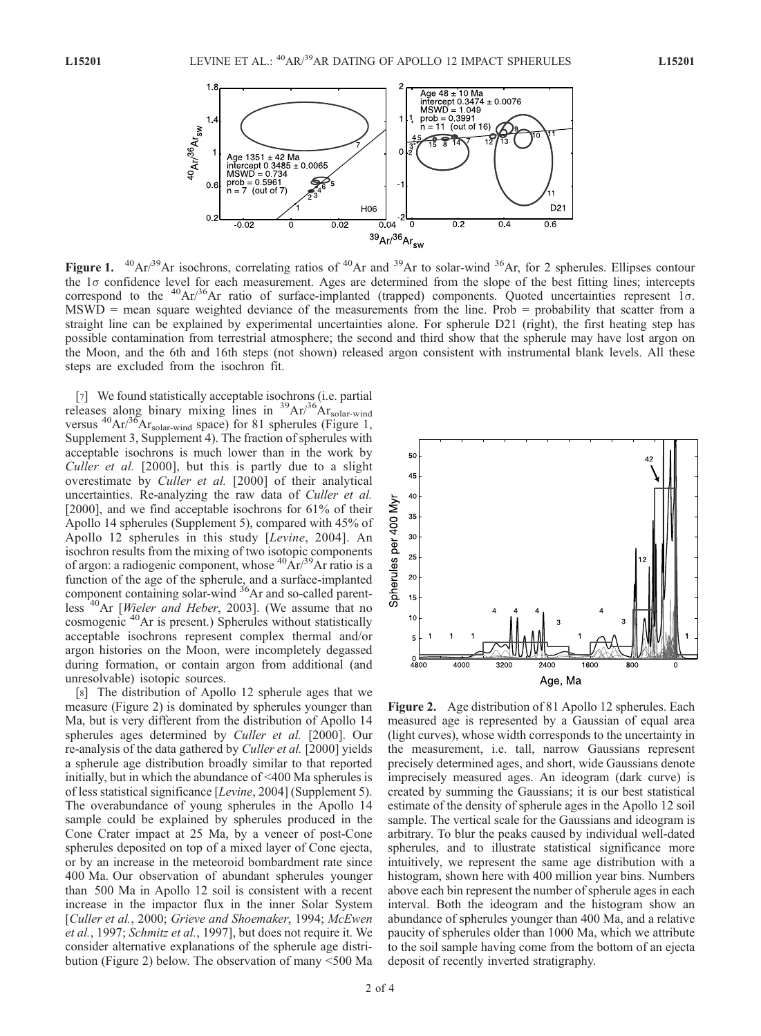**Figure 1.** $^{40}Ar/^{39}Ar$ isochrons, correlating ratios of $^{40}Ar$ and $^{39}Ar$ to solar-wind $^{36}Ar$, for 2 spherules. Ellipses contour the 1σ confidence level for each measurement. Ages are determined from the slope of the best fitting lines; intercepts correspond to the $^{40}Ar/^{36}Ar$ ratio of surface-implanted (trapped) components. Quoted uncertainties represent 1σ. MSWD = mean square weighted deviance of the measurements from the line. Prob = probability that scatter from a straight line can be explained by experimental uncertainties alone. For spherule D21 (right), the first heating step has possible contamination from terrestrial atmosphere; the second and third show that the spherule may have lost argon on the Moon, and the 6th and 16th steps (not shown) released argon consistent with instrumental blank levels. All these steps are excluded from the isochron fit.

[7] We found statistically acceptable isochrons (i.e. partial releases along binary mixing lines in $^{39}Ar/^{36}Ar_{solar\text{-}wind}$ versus $^{40}Ar/^{36}Ar_{solar\text{-}wind}$ space) for 81 spherules (Figure 1, Supplement 3, Supplement 4). The fraction of spherules with acceptable isochrons is much lower than in the work by *Culler et al.* [2000], but this is partly due to a slight overestimate by *Culler et al.* [2000] of their analytical uncertainties. Re-analyzing the raw data of *Culler et al.* [2000], and we find acceptable isochrons for 61% of their Apollo 14 spherules (Supplement 5), compared with 45% of Apollo 12 spherules in this study [*Levine*, 2004]. An isochron results from the mixing of two isotopic components of argon: a radiogenic component, whose $^{40}Ar/^{39}Ar$ ratio is a function of the age of the spherule, and a surface-implanted component containing solar-wind $^{36}Ar$ and so-called parentless $^{40}Ar$ [*Wieler and Heber*, 2003]. (We assume that no cosmogenic $^{40}Ar$ is present.) Spherules without statistically acceptable isochrons represent complex thermal and/or argon histories on the Moon, were incompletely degassed during formation, or contain argon from additional (and unresolvable) isotopic sources.

[8] The distribution of Apollo 12 spherule ages that we measure (Figure 2) is dominated by spherules younger than Ma, but is very different from the distribution of Apollo 14 spherules ages determined by *Culler et al.* [2000]. Our re-analysis of the data gathered by *Culler et al.* [2000] yields a spherule age distribution broadly similar to that reported initially, but in which the abundance of <400 Ma spherules is of less statistical significance [*Levine*, 2004] (Supplement 5). The overabundance of young spherules in the Apollo 14 sample could be explained by spherules produced in the Cone Crater impact at 25 Ma, by a veneer of post-Cone spherules deposited on top of a mixed layer of Cone ejecta, or by an increase in the meteoroid bombardment rate since 400 Ma. Our observation of abundant spherules younger than 500 Ma in Apollo 12 soil is consistent with a recent increase in the impactor flux in the inner Solar System [*Culler et al.*, 2000; *Grieve and Shoemaker*, 1994; *McEwen et al.*, 1997; *Schmitz et al.*, 1997], but does not require it. We consider alternative explanations of the spherule age distribution (Figure 2) below. The observation of many <500 Ma

**Figure 2.** Age distribution of 81 Apollo 12 spherules. Each measured age is represented by a Gaussian of equal area (light curves), whose width corresponds to the uncertainty in the measurement, i.e. tall, narrow Gaussians represent precisely determined ages, and short, wide Gaussians denote imprecisely measured ages. An ideogram (dark curve) is created by summing the Gaussians; it is our best statistical estimate of the density of spherule ages in the Apollo 12 soil sample. The vertical scale for the Gaussians and ideogram is arbitrary. To blur the peaks caused by individual well-dated spherules, and to illustrate statistical significance more intuitively, we represent the same age distribution with a histogram, shown here with 400 million year bins. Numbers above each bin represent the number of spherule ages in each interval. Both the ideogram and the histogram show an abundance of spherules younger than 400 Ma, and a relative paucity of spherules older than 1000 Ma, which we attribute to the soil sample having come from the bottom of an ejecta deposit of recently inverted stratigraphy.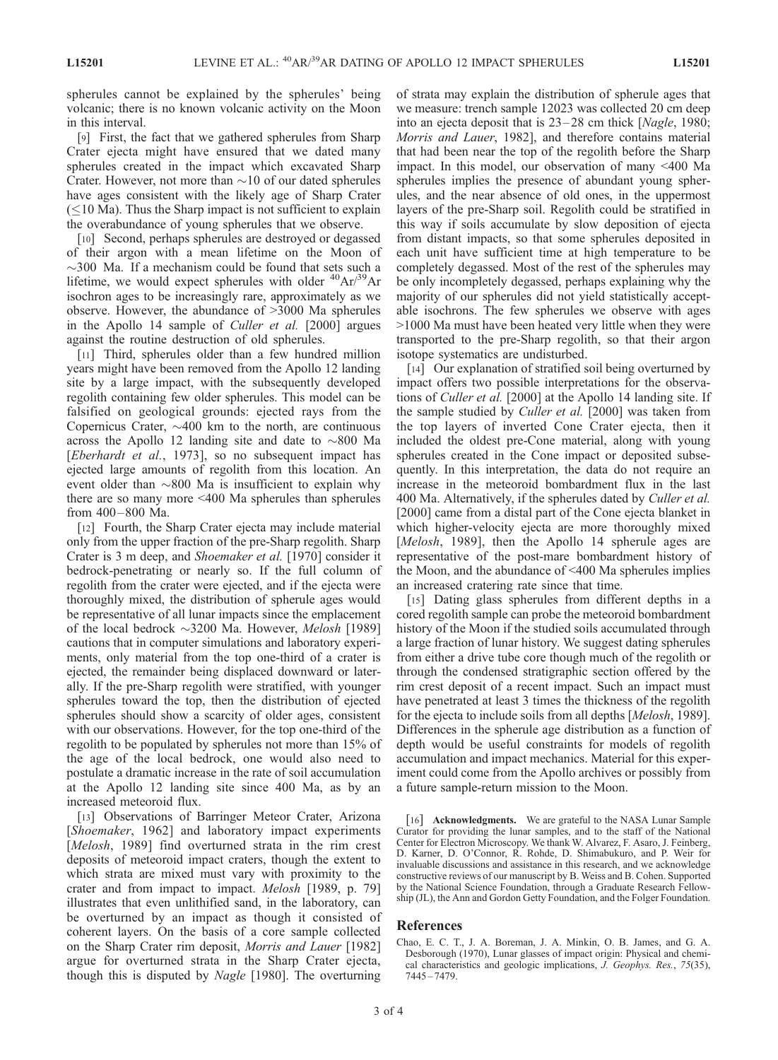spherules cannot be explained by the spherules' being volcanic; there is no known volcanic activity on the Moon in this interval.

[9] First, the fact that we gathered spherules from Sharp Crater ejecta might have ensured that we dated many spherules created in the impact which excavated Sharp Crater. However, not more than ~10 of our dated spherules have ages consistent with the likely age of Sharp Crater ($\leq$10 Ma). Thus the Sharp impact is not sufficient to explain the overabundance of young spherules that we observe.

[10] Second, perhaps spherules are destroyed or degassed of their argon with a mean lifetime on the Moon of ~300 Ma. If a mechanism could be found that sets such a lifetime, we would expect spherules with older $^{40}Ar/^{39}Ar$ isochron ages to be increasingly rare, approximately as we observe. However, the abundance of >3000 Ma spherules in the Apollo 14 sample of *Culler et al.* [2000] argues against the routine destruction of old spherules.

[11] Third, spherules older than a few hundred million years might have been removed from the Apollo 12 landing site by a large impact, with the subsequently developed regolith containing few older spherules. This model can be falsified on geological grounds: ejected rays from the Copernicus Crater, ~400 km to the north, are continuous across the Apollo 12 landing site and date to ~800 Ma [*Eberhardt et al.*, 1973], so no subsequent impact has ejected large amounts of regolith from this location. An event older than ~800 Ma is insufficient to explain why there are so many more <400 Ma spherules than spherules from 400–800 Ma.

[12] Fourth, the Sharp Crater ejecta may include material only from the upper fraction of the pre-Sharp regolith. Sharp Crater is 3 m deep, and *Shoemaker et al.* [1970] consider it bedrock-penetrating or nearly so. If the full column of regolith from the crater were ejected, and if the ejecta were thoroughly mixed, the distribution of spherule ages would be representative of all lunar impacts since the emplacement of the local bedrock ~3200 Ma. However, *Melosh* [1989] cautions that in computer simulations and laboratory experiments, only material from the top one-third of a crater is ejected, the remainder being displaced downward or laterally. If the pre-Sharp regolith were stratified, with younger spherules toward the top, then the distribution of ejected spherules should show a scarcity of older ages, consistent with our observations. However, for the top one-third of the regolith to be populated by spherules not more than 15% of the age of the local bedrock, one would also need to postulate a dramatic increase in the rate of soil accumulation at the Apollo 12 landing site since 400 Ma, as by an increased meteoroid flux.

[13] Observations of Barringer Meteor Crater, Arizona [*Shoemaker*, 1962] and laboratory impact experiments [*Melosh*, 1989] find overturned strata in the rim crest deposits of meteoroid impact craters, though the extent to which strata are mixed must vary with proximity to the crater and from impact to impact. *Melosh* [1989, p. 79] illustrates that even unlithified sand, in the laboratory, can be overturned by an impact as though it consisted of coherent layers. On the basis of a core sample collected on the Sharp Crater rim deposit, *Morris and Lauer* [1982] argue for overturned strata in the Sharp Crater ejecta, though this is disputed by *Nagle* [1980]. The overturning of strata may explain the distribution of spherule ages that we measure: trench sample 12023 was collected 20 cm deep into an ejecta deposit that is 23–28 cm thick [*Nagle*, 1980; *Morris and Lauer*, 1982], and therefore contains material that had been near the top of the regolith before the Sharp impact. In this model, our observation of many <400 Ma spherules implies the presence of abundant young spherules, and the near absence of old ones, in the uppermost layers of the pre-Sharp soil. Regolith could be stratified in this way if soils accumulate by slow deposition of ejecta from distant impacts, so that some spherules deposited in each unit have sufficient time at high temperature to be completely degassed. Most of the rest of the spherules may be only incompletely degassed, perhaps explaining why the majority of our spherules did not yield statistically acceptable isochrons. The few spherules we observe with ages >1000 Ma must have been heated very little when they were transported to the pre-Sharp regolith, so that their argon isotope systematics are undisturbed.

[14] Our explanation of stratified soil being overturned by impact offers two possible interpretations for the observations of *Culler et al.* [2000] at the Apollo 14 landing site. If the sample studied by *Culler et al.* [2000] was taken from the top layers of inverted Cone Crater ejecta, then it included the oldest pre-Cone material, along with young spherules created in the Cone impact or deposited subsequently. In this interpretation, the data do not require an increase in the meteoroid bombardment flux in the last 400 Ma. Alternatively, if the spherules dated by *Culler et al.* [2000] came from a distal part of the Cone ejecta blanket in which higher-velocity ejecta are more thoroughly mixed [*Melosh*, 1989], then the Apollo 14 spherule ages are representative of the post-mare bombardment history of the Moon, and the abundance of <400 Ma spherules implies an increased cratering rate since that time.

[15] Dating glass spherules from different depths in a cored regolith sample can probe the meteoroid bombardment history of the Moon if the studied soils accumulated through a large fraction of lunar history. We suggest dating spherules from either a drive tube core though much of the regolith or through the condensed stratigraphic section offered by the rim crest deposit of a recent impact. Such an impact must have penetrated at least 3 times the thickness of the regolith for the ejecta to include soils from all depths [*Melosh*, 1989]. Differences in the spherule age distribution as a function of depth would be useful constraints for models of regolith accumulation and impact mechanics. Material for this experiment could come from the Apollo archives or possibly from a future sample-return mission to the Moon.

[16] **Acknowledgments.** We are grateful to the NASA Lunar Sample Curator for providing the lunar samples, and to the staff of the National Center for Electron Microscopy. We thank W. Alvarez, F. Asaro, J. Feinberg, D. Karner, D. O'Connor, R. Rohde, D. Shimabukuro, and P. Weir for invaluable discussions and assistance in this research, and we acknowledge constructive reviews of our manuscript by B. Weiss and B. Cohen. Supported by the National Science Foundation, through a Graduate Research Fellowship (JL), the Ann and Gordon Getty Foundation, and the Folger Foundation.

## References

Chao, E. C. T., J. A. Boreman, J. A. Minkin, O. B. James, and G. A. Desborough (1970), Lunar glasses of impact origin: Physical and chemical characteristics and geologic implications, *J. Geophys. Res.*, *75*(35), 7445–7479.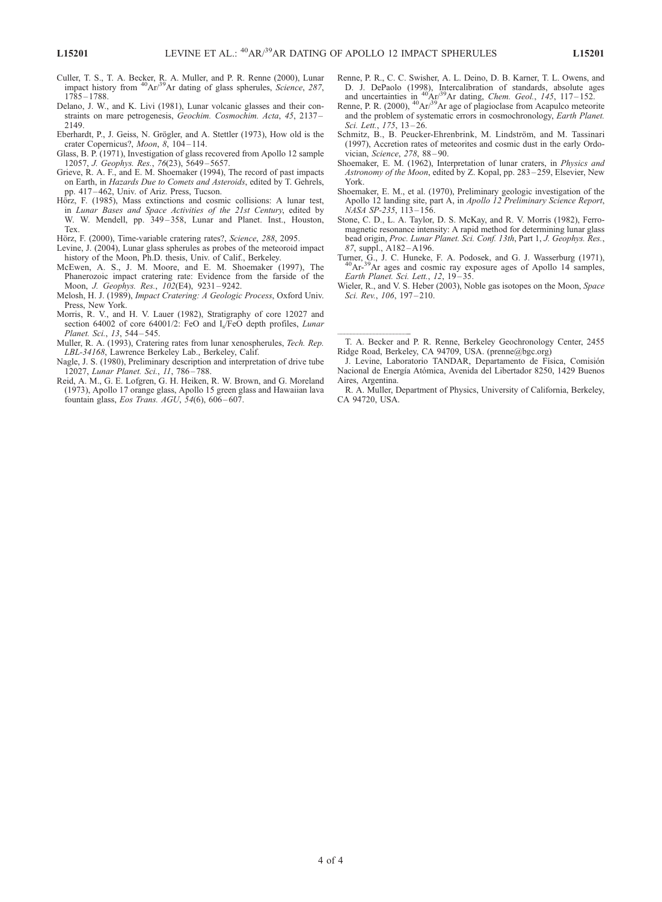Culler, T. S., T. A. Becker, R. A. Muller, and P. R. Renne (2000), Lunar impact history from $^{40}Ar/^{39}Ar$ dating of glass spherules, *Science*, *287*, 1785–1788.

Delano, J. W., and K. Livi (1981), Lunar volcanic glasses and their constraints on mare petrogenesis, *Geochim. Cosmochim. Acta*, *45*, 2137–2149.

Eberhardt, P., J. Geiss, N. Grögler, and A. Stettler (1973), How old is the crater Copernicus?, *Moon*, *8*, 104–114.

Glass, B. P. (1971), Investigation of glass recovered from Apollo 12 sample 12057, *J. Geophys. Res.*, *76*(23), 5649–5657.

Grieve, R. A. F., and E. M. Shoemaker (1994), The record of past impacts on Earth, in *Hazards Due to Comets and Asteroids*, edited by T. Gehrels, pp. 417–462, Univ. of Ariz. Press, Tucson.

Hörz, F. (1985), Mass extinctions and cosmic collisions: A lunar test, in *Lunar Bases and Space Activities of the 21st Century*, edited by W. W. Mendell, pp. 349–358, Lunar and Planet. Inst., Houston, Tex.

Hörz, F. (2000), Time-variable cratering rates?, *Science*, *288*, 2095.

Levine, J. (2004), Lunar glass spherules as probes of the meteoroid impact history of the Moon, Ph.D. thesis, Univ. of Calif., Berkeley.

McEwen, A. S., J. M. Moore, and E. M. Shoemaker (1997), The Phanerozoic impact cratering rate: Evidence from the farside of the Moon, *J. Geophys. Res.*, *102*(E4), 9231–9242.

Melosh, H. J. (1989), *Impact Cratering: A Geologic Process*, Oxford Univ. Press, New York.

Morris, R. V., and H. V. Lauer (1982), Stratigraphy of core 12027 and section 64002 of core 64001/2: FeO and $I_s$/FeO depth profiles, *Lunar Planet. Sci.*, *13*, 544–545.

Muller, R. A. (1993), Cratering rates from lunar xenospherules, *Tech. Rep. LBL-34168*, Lawrence Berkeley Lab., Berkeley, Calif.

Nagle, J. S. (1980), Preliminary description and interpretation of drive tube 12027, *Lunar Planet. Sci.*, *11*, 786–788.

Reid, A. M., G. E. Lofgren, G. H. Heiken, R. W. Brown, and G. Moreland (1973), Apollo 17 orange glass, Apollo 15 green glass and Hawaiian lava fountain glass, *Eos Trans. AGU*, *54*(6), 606–607.

Renne, P. R., C. C. Swisher, A. L. Deino, D. B. Karner, T. L. Owens, and D. J. DePaolo (1998), Intercalibration of standards, absolute ages and uncertainties in $^{40}Ar/^{39}Ar$ dating, *Chem. Geol.*, *145*, 117–152.

Renne, P. R. (2000), $^{40}Ar/^{39}Ar$ age of plagioclase from Acapulco meteorite and the problem of systematic errors in cosmochronology, *Earth Planet. Sci. Lett.*, *175*, 13–26.

Schmitz, B., B. Peucker-Ehrenbrink, M. Lindström, and M. Tassinari (1997), Accretion rates of meteorites and cosmic dust in the early Ordovician, *Science*, *278*, 88–90.

Shoemaker, E. M. (1962), Interpretation of lunar craters, in *Physics and Astronomy of the Moon*, edited by Z. Kopal, pp. 283–259, Elsevier, New York.

Shoemaker, E. M., et al. (1970), Preliminary geologic investigation of the Apollo 12 landing site, part A, in *Apollo 12 Preliminary Science Report*, *NASA SP-235*, 113–156.

Stone, C. D., L. A. Taylor, D. S. McKay, and R. V. Morris (1982), Ferromagnetic resonance intensity: A rapid method for determining lunar glass bead origin, *Proc. Lunar Planet. Sci. Conf. 13th*, Part 1, *J. Geophys. Res.*, *87*, suppl., A182–A196.

Turner, G., J. C. Huneke, F. A. Podosek, and G. J. Wasserburg (1971), $^{40}Ar$-$^{39}Ar$ ages and cosmic ray exposure ages of Apollo 14 samples, *Earth Planet. Sci. Lett.*, *12*, 19–35.

Wieler, R., and V. S. Heber (2003), Noble gas isotopes on the Moon, *Space Sci. Rev.*, *106*, 197–210.

---

T. A. Becker and P. R. Renne, Berkeley Geochronology Center, 2455 Ridge Road, Berkeley, CA 94709, USA. (prenne@bgc.org)

J. Levine, Laboratorio TANDAR, Departamento de Física, Comisión Nacional de Energía Atómica, Avenida del Libertador 8250, 1429 Buenos Aires, Argentina.

R. A. Muller, Department of Physics, University of California, Berkeley, CA 94720, USA.